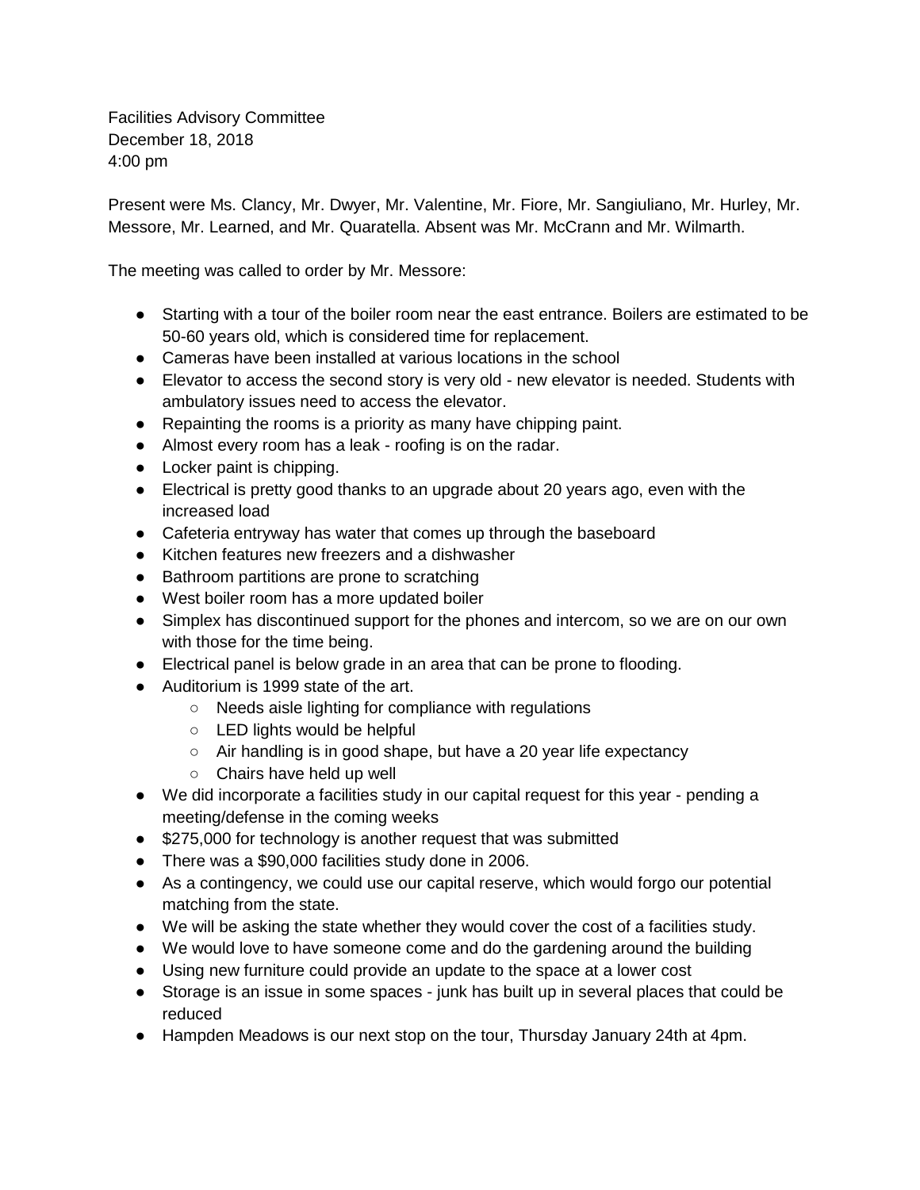Facilities Advisory Committee
December 18, 2018
4:00 pm

Present were Ms. Clancy, Mr. Dwyer, Mr. Valentine, Mr. Fiore, Mr. Sangiuliano, Mr. Hurley, Mr. Messore, Mr. Learned, and Mr. Quaratella. Absent was Mr. McCrann and Mr. Wilmarth.

The meeting was called to order by Mr. Messore:

- Starting with a tour of the boiler room near the east entrance. Boilers are estimated to be 50-60 years old, which is considered time for replacement.
- Cameras have been installed at various locations in the school
- Elevator to access the second story is very old - new elevator is needed. Students with ambulatory issues need to access the elevator.
- Repainting the rooms is a priority as many have chipping paint.
- Almost every room has a leak - roofing is on the radar.
- Locker paint is chipping.
- Electrical is pretty good thanks to an upgrade about 20 years ago, even with the increased load
- Cafeteria entryway has water that comes up through the baseboard
- Kitchen features new freezers and a dishwasher
- Bathroom partitions are prone to scratching
- West boiler room has a more updated boiler
- Simplex has discontinued support for the phones and intercom, so we are on our own with those for the time being.
- Electrical panel is below grade in an area that can be prone to flooding.
- Auditorium is 1999 state of the art.
    - Needs aisle lighting for compliance with regulations
    - LED lights would be helpful
    - Air handling is in good shape, but have a 20 year life expectancy
    - Chairs have held up well
- We did incorporate a facilities study in our capital request for this year - pending a meeting/defense in the coming weeks
- $275,000 for technology is another request that was submitted
- There was a $90,000 facilities study done in 2006.
- As a contingency, we could use our capital reserve, which would forgo our potential matching from the state.
- We will be asking the state whether they would cover the cost of a facilities study.
- We would love to have someone come and do the gardening around the building
- Using new furniture could provide an update to the space at a lower cost
- Storage is an issue in some spaces - junk has built up in several places that could be reduced
- Hampden Meadows is our next stop on the tour, Thursday January 24th at 4pm.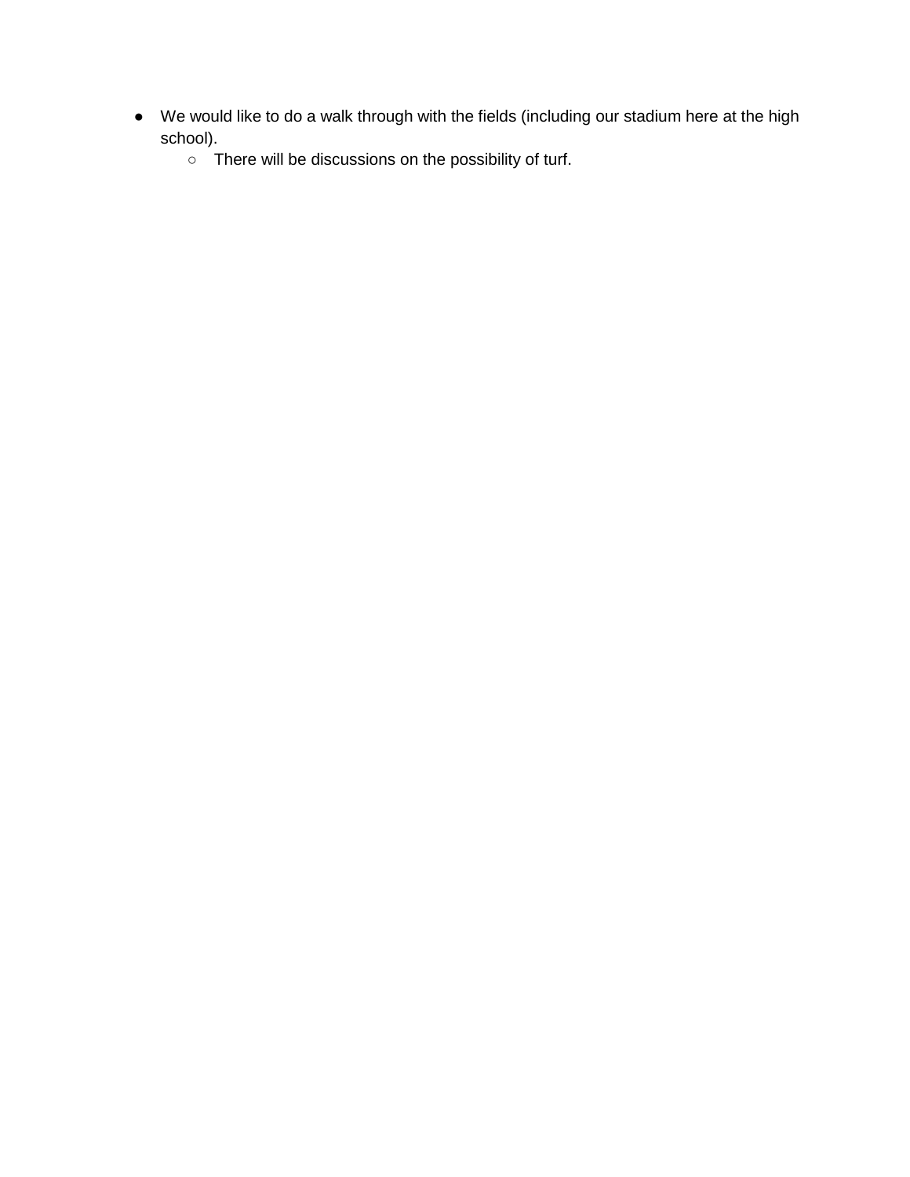- We would like to do a walk through with the fields (including our stadium here at the high school).
  - There will be discussions on the possibility of turf.